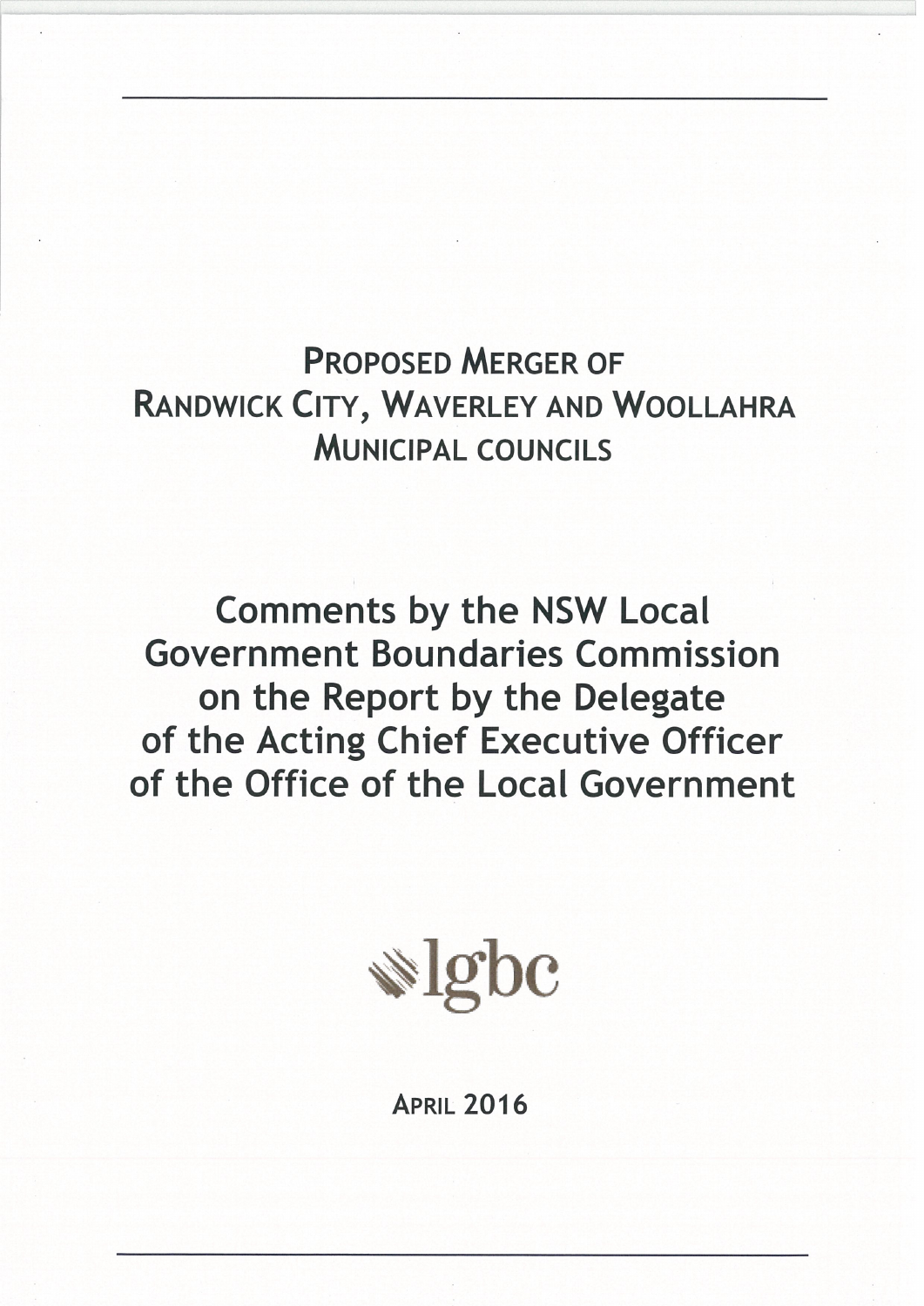# Proposed Merger of Randwick City, Waverley and Woollahra Municipal councils

## Comments by the NSW Local Government Boundaries Commission on the Report by the Delegate of the Acting Chief Executive Officer of the Office of the Local Government

lgbc

April 2016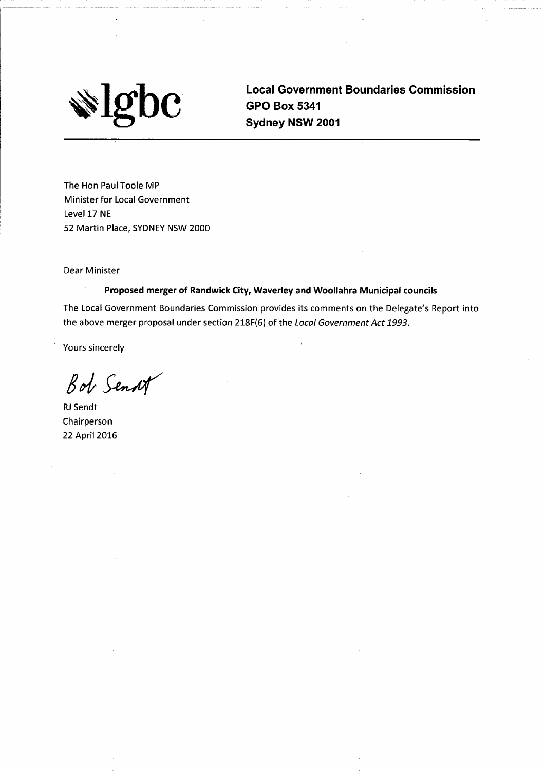lgbc

**Local Government Boundaries Commission**
**GPO Box 5341**
**Sydney NSW 2001**

---

The Hon Paul Toole MP
Minister for Local Government
Level 17 NE
52 Martin Place, SYDNEY NSW 2000

Dear Minister

**Proposed merger of Randwick City, Waverley and Woollahra Municipal councils**

The Local Government Boundaries Commission provides its comments on the Delegate's Report into the above merger proposal under section 218F(6) of the *Local Government Act 1993*.

Yours sincerely

Bob Sendt

RJ Sendt
Chairperson
22 April 2016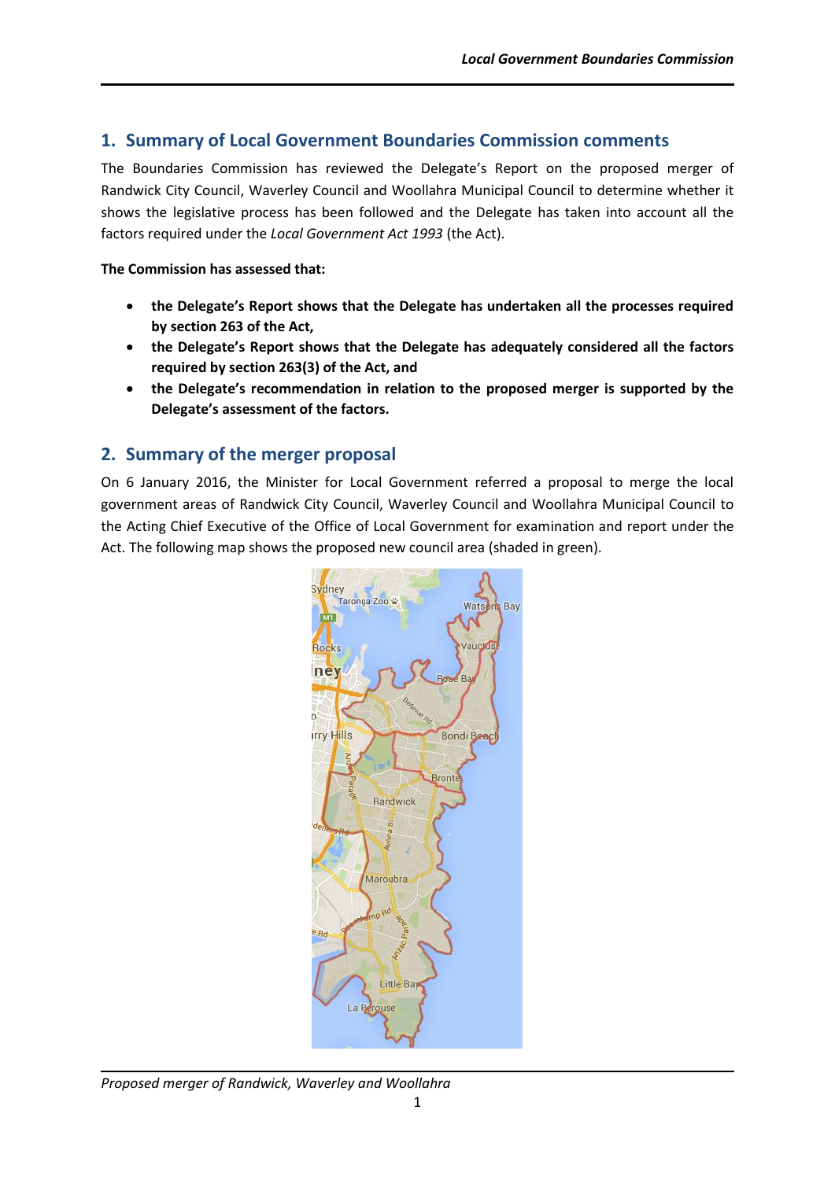## 1. Summary of Local Government Boundaries Commission comments

The Boundaries Commission has reviewed the Delegate's Report on the proposed merger of Randwick City Council, Waverley Council and Woollahra Municipal Council to determine whether it shows the legislative process has been followed and the Delegate has taken into account all the factors required under the *Local Government Act 1993* (the Act).

**The Commission has assessed that:**

- **the Delegate's Report shows that the Delegate has undertaken all the processes required by section 263 of the Act,**
- **the Delegate's Report shows that the Delegate has adequately considered all the factors required by section 263(3) of the Act, and**
- **the Delegate's recommendation in relation to the proposed merger is supported by the Delegate's assessment of the factors.**

## 2. Summary of the merger proposal

On 6 January 2016, the Minister for Local Government referred a proposal to merge the local government areas of Randwick City Council, Waverley Council and Woollahra Municipal Council to the Acting Chief Executive of the Office of Local Government for examination and report under the Act. The following map shows the proposed new council area (shaded in green).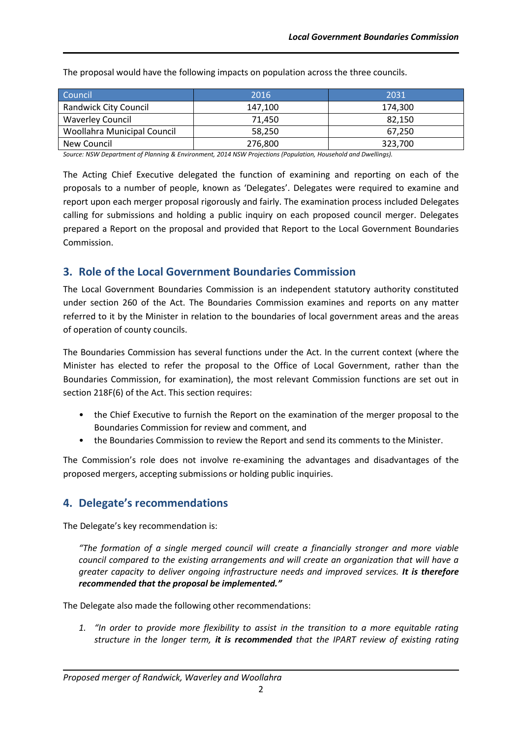The proposal would have the following impacts on population across the three councils.

| Council | 2016 | 2031 |
| --- | --- | --- |
| Randwick City Council | 147,100 | 174,300 |
| Waverley Council | 71,450 | 82,150 |
| Woollahra Municipal Council | 58,250 | 67,250 |
| New Council | 276,800 | 323,700 |

*Source: NSW Department of Planning & Environment, 2014 NSW Projections (Population, Household and Dwellings).*

The Acting Chief Executive delegated the function of examining and reporting on each of the proposals to a number of people, known as 'Delegates'. Delegates were required to examine and report upon each merger proposal rigorously and fairly. The examination process included Delegates calling for submissions and holding a public inquiry on each proposed council merger. Delegates prepared a Report on the proposal and provided that Report to the Local Government Boundaries Commission.

## 3. Role of the Local Government Boundaries Commission

The Local Government Boundaries Commission is an independent statutory authority constituted under section 260 of the Act. The Boundaries Commission examines and reports on any matter referred to it by the Minister in relation to the boundaries of local government areas and the areas of operation of county councils.

The Boundaries Commission has several functions under the Act. In the current context (where the Minister has elected to refer the proposal to the Office of Local Government, rather than the Boundaries Commission, for examination), the most relevant Commission functions are set out in section 218F(6) of the Act. This section requires:

- the Chief Executive to furnish the Report on the examination of the merger proposal to the Boundaries Commission for review and comment, and
- the Boundaries Commission to review the Report and send its comments to the Minister.

The Commission's role does not involve re-examining the advantages and disadvantages of the proposed mergers, accepting submissions or holding public inquiries.

## 4. Delegate's recommendations

The Delegate's key recommendation is:

> *"The formation of a single merged council will create a financially stronger and more viable council compared to the existing arrangements and will create an organization that will have a greater capacity to deliver ongoing infrastructure needs and improved services.* ***It is therefore recommended that the proposal be implemented."***

The Delegate also made the following other recommendations:

1. *"In order to provide more flexibility to assist in the transition to a more equitable rating structure in the longer term,* ***it is recommended*** *that the IPART review of existing rating*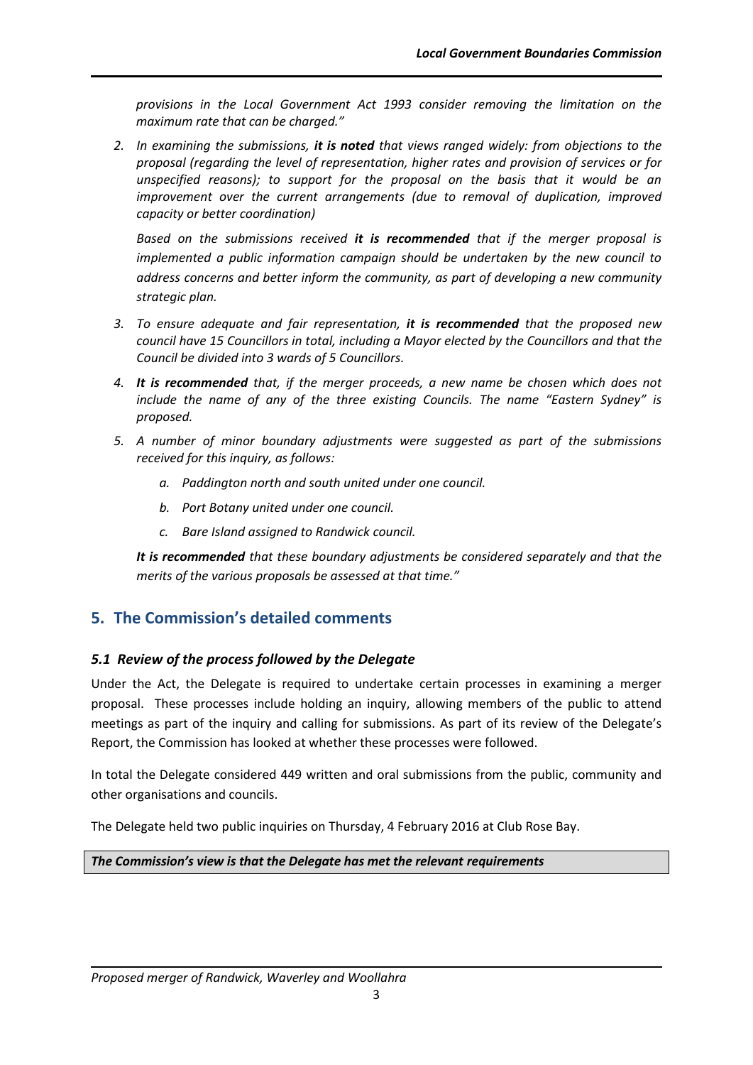*provisions in the Local Government Act 1993 consider removing the limitation on the maximum rate that can be charged."*

2. *In examining the submissions, **it is noted** that views ranged widely: from objections to the proposal (regarding the level of representation, higher rates and provision of services or for unspecified reasons); to support for the proposal on the basis that it would be an improvement over the current arrangements (due to removal of duplication, improved capacity or better coordination)*

   *Based on the submissions received **it is recommended** that if the merger proposal is implemented a public information campaign should be undertaken by the new council to address concerns and better inform the community, as part of developing a new community strategic plan.*

3. *To ensure adequate and fair representation, **it is recommended** that the proposed new council have 15 Councillors in total, including a Mayor elected by the Councillors and that the Council be divided into 3 wards of 5 Councillors.*

4. ***It is recommended** that, if the merger proceeds, a new name be chosen which does not include the name of any of the three existing Councils. The name "Eastern Sydney" is proposed.*

5. *A number of minor boundary adjustments were suggested as part of the submissions received for this inquiry, as follows:*

   a. *Paddington north and south united under one council.*

   b. *Port Botany united under one council.*

   c. *Bare Island assigned to Randwick council.*

   ***It is recommended** that these boundary adjustments be considered separately and that the merits of the various proposals be assessed at that time."*

## 5. The Commission's detailed comments

### *5.1 Review of the process followed by the Delegate*

Under the Act, the Delegate is required to undertake certain processes in examining a merger proposal. These processes include holding an inquiry, allowing members of the public to attend meetings as part of the inquiry and calling for submissions. As part of its review of the Delegate's Report, the Commission has looked at whether these processes were followed.

In total the Delegate considered 449 written and oral submissions from the public, community and other organisations and councils.

The Delegate held two public inquiries on Thursday, 4 February 2016 at Club Rose Bay.

***The Commission's view is that the Delegate has met the relevant requirements***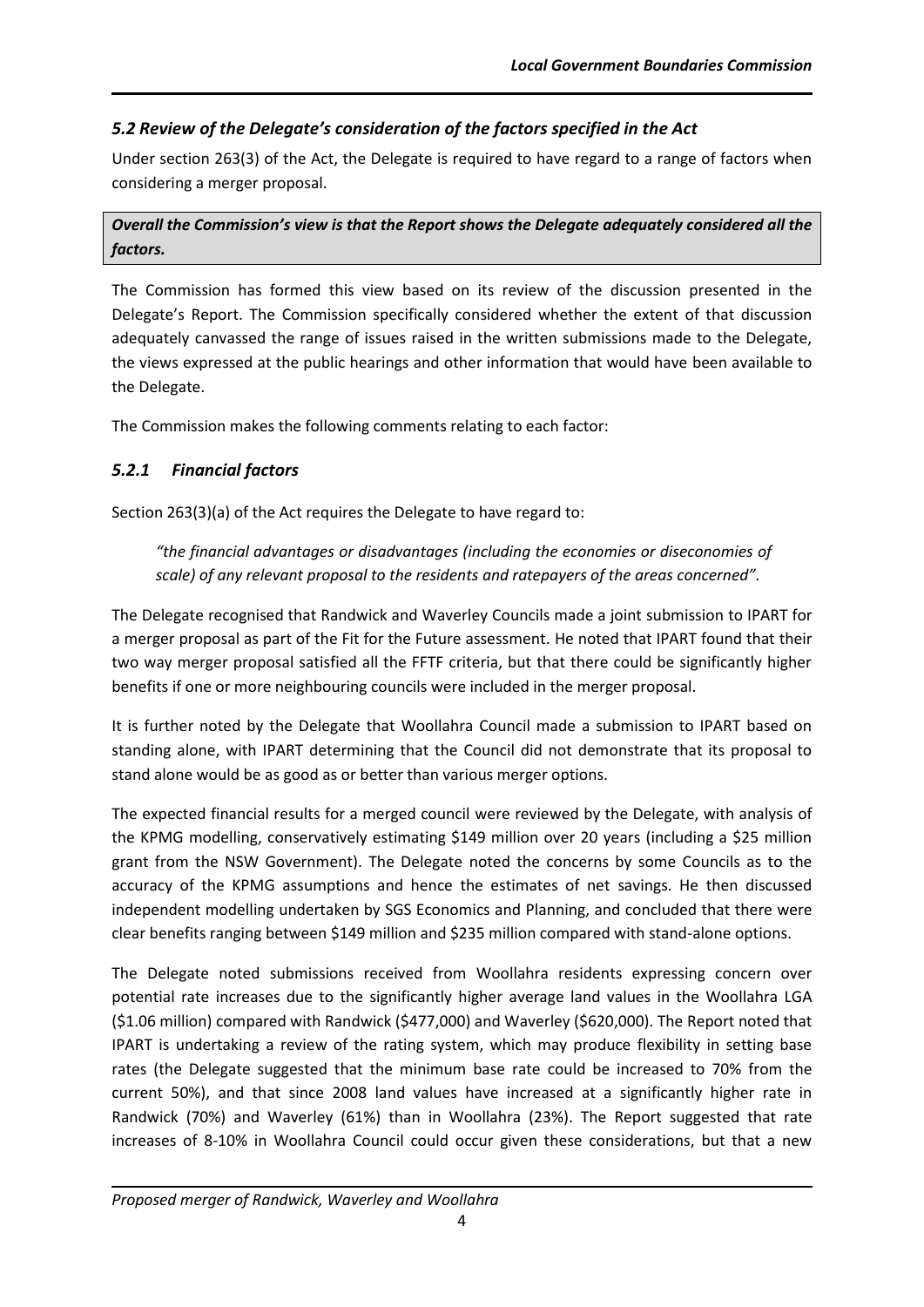### *5.2 Review of the Delegate's consideration of the factors specified in the Act*

Under section 263(3) of the Act, the Delegate is required to have regard to a range of factors when considering a merger proposal.

***Overall the Commission's view is that the Report shows the Delegate adequately considered all the factors.***

The Commission has formed this view based on its review of the discussion presented in the Delegate's Report. The Commission specifically considered whether the extent of that discussion adequately canvassed the range of issues raised in the written submissions made to the Delegate, the views expressed at the public hearings and other information that would have been available to the Delegate.

The Commission makes the following comments relating to each factor:

#### *5.2.1 Financial factors*

Section 263(3)(a) of the Act requires the Delegate to have regard to:

> *"the financial advantages or disadvantages (including the economies or diseconomies of scale) of any relevant proposal to the residents and ratepayers of the areas concerned".*

The Delegate recognised that Randwick and Waverley Councils made a joint submission to IPART for a merger proposal as part of the Fit for the Future assessment. He noted that IPART found that their two way merger proposal satisfied all the FFTF criteria, but that there could be significantly higher benefits if one or more neighbouring councils were included in the merger proposal.

It is further noted by the Delegate that Woollahra Council made a submission to IPART based on standing alone, with IPART determining that the Council did not demonstrate that its proposal to stand alone would be as good as or better than various merger options.

The expected financial results for a merged council were reviewed by the Delegate, with analysis of the KPMG modelling, conservatively estimating $149 million over 20 years (including a $25 million grant from the NSW Government). The Delegate noted the concerns by some Councils as to the accuracy of the KPMG assumptions and hence the estimates of net savings. He then discussed independent modelling undertaken by SGS Economics and Planning, and concluded that there were clear benefits ranging between $149 million and $235 million compared with stand-alone options.

The Delegate noted submissions received from Woollahra residents expressing concern over potential rate increases due to the significantly higher average land values in the Woollahra LGA ($1.06 million) compared with Randwick ($477,000) and Waverley ($620,000). The Report noted that IPART is undertaking a review of the rating system, which may produce flexibility in setting base rates (the Delegate suggested that the minimum base rate could be increased to 70% from the current 50%), and that since 2008 land values have increased at a significantly higher rate in Randwick (70%) and Waverley (61%) than in Woollahra (23%). The Report suggested that rate increases of 8-10% in Woollahra Council could occur given these considerations, but that a new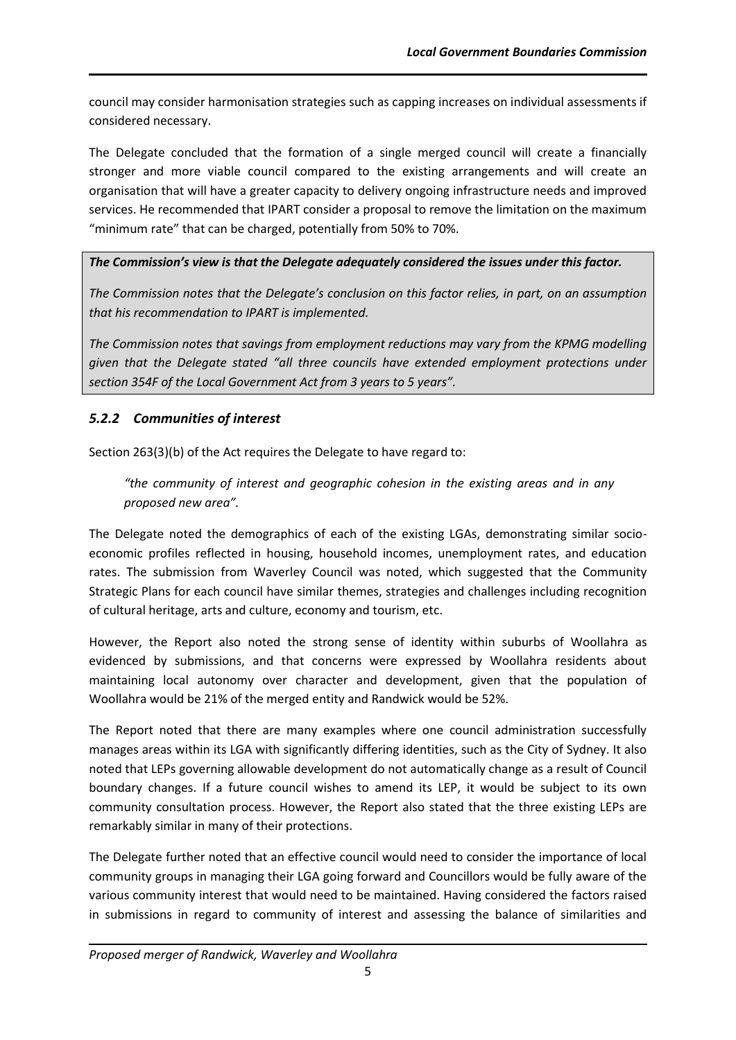council may consider harmonisation strategies such as capping increases on individual assessments if considered necessary.

The Delegate concluded that the formation of a single merged council will create a financially stronger and more viable council compared to the existing arrangements and will create an organisation that will have a greater capacity to delivery ongoing infrastructure needs and improved services. He recommended that IPART consider a proposal to remove the limitation on the maximum "minimum rate" that can be charged, potentially from 50% to 70%.

> ***The Commission's view is that the Delegate adequately considered the issues under this factor.***
>
> *The Commission notes that the Delegate's conclusion on this factor relies, in part, on an assumption that his recommendation to IPART is implemented.*
>
> *The Commission notes that savings from employment reductions may vary from the KPMG modelling given that the Delegate stated "all three councils have extended employment protections under section 354F of the Local Government Act from 3 years to 5 years".*

### *5.2.2 Communities of interest*

Section 263(3)(b) of the Act requires the Delegate to have regard to:

> *"the community of interest and geographic cohesion in the existing areas and in any proposed new area".*

The Delegate noted the demographics of each of the existing LGAs, demonstrating similar socio-economic profiles reflected in housing, household incomes, unemployment rates, and education rates. The submission from Waverley Council was noted, which suggested that the Community Strategic Plans for each council have similar themes, strategies and challenges including recognition of cultural heritage, arts and culture, economy and tourism, etc.

However, the Report also noted the strong sense of identity within suburbs of Woollahra as evidenced by submissions, and that concerns were expressed by Woollahra residents about maintaining local autonomy over character and development, given that the population of Woollahra would be 21% of the merged entity and Randwick would be 52%.

The Report noted that there are many examples where one council administration successfully manages areas within its LGA with significantly differing identities, such as the City of Sydney. It also noted that LEPs governing allowable development do not automatically change as a result of Council boundary changes. If a future council wishes to amend its LEP, it would be subject to its own community consultation process. However, the Report also stated that the three existing LEPs are remarkably similar in many of their protections.

The Delegate further noted that an effective council would need to consider the importance of local community groups in managing their LGA going forward and Councillors would be fully aware of the various community interest that would need to be maintained. Having considered the factors raised in submissions in regard to community of interest and assessing the balance of similarities and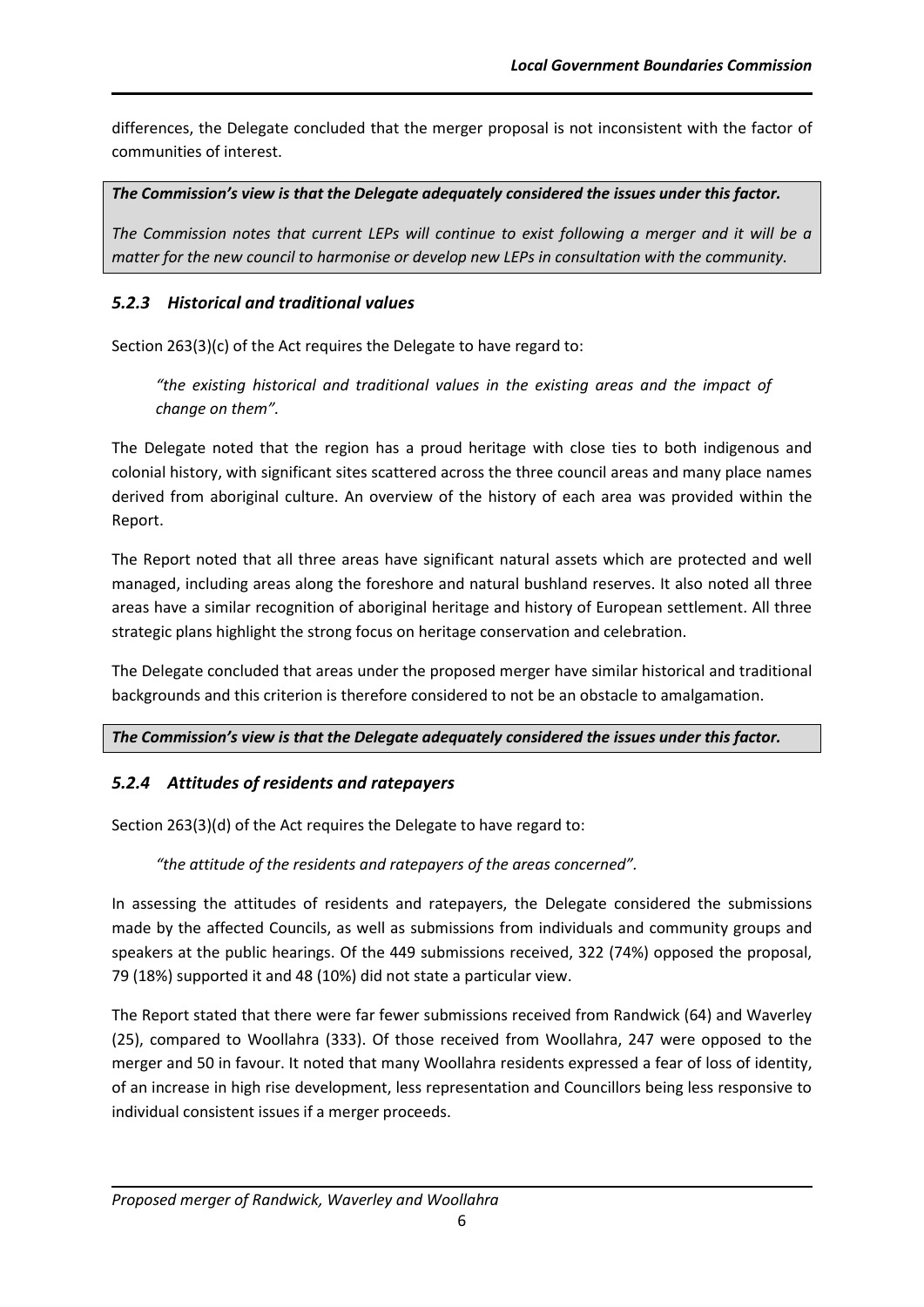differences, the Delegate concluded that the merger proposal is not inconsistent with the factor of communities of interest.

***The Commission's view is that the Delegate adequately considered the issues under this factor.***

*The Commission notes that current LEPs will continue to exist following a merger and it will be a matter for the new council to harmonise or develop new LEPs in consultation with the community.*

### *5.2.3 Historical and traditional values*

Section 263(3)(c) of the Act requires the Delegate to have regard to:

> *"the existing historical and traditional values in the existing areas and the impact of change on them".*

The Delegate noted that the region has a proud heritage with close ties to both indigenous and colonial history, with significant sites scattered across the three council areas and many place names derived from aboriginal culture. An overview of the history of each area was provided within the Report.

The Report noted that all three areas have significant natural assets which are protected and well managed, including areas along the foreshore and natural bushland reserves. It also noted all three areas have a similar recognition of aboriginal heritage and history of European settlement. All three strategic plans highlight the strong focus on heritage conservation and celebration.

The Delegate concluded that areas under the proposed merger have similar historical and traditional backgrounds and this criterion is therefore considered to not be an obstacle to amalgamation.

***The Commission's view is that the Delegate adequately considered the issues under this factor.***

### *5.2.4 Attitudes of residents and ratepayers*

Section 263(3)(d) of the Act requires the Delegate to have regard to:

> *"the attitude of the residents and ratepayers of the areas concerned".*

In assessing the attitudes of residents and ratepayers, the Delegate considered the submissions made by the affected Councils, as well as submissions from individuals and community groups and speakers at the public hearings. Of the 449 submissions received, 322 (74%) opposed the proposal, 79 (18%) supported it and 48 (10%) did not state a particular view.

The Report stated that there were far fewer submissions received from Randwick (64) and Waverley (25), compared to Woollahra (333). Of those received from Woollahra, 247 were opposed to the merger and 50 in favour. It noted that many Woollahra residents expressed a fear of loss of identity, of an increase in high rise development, less representation and Councillors being less responsive to individual consistent issues if a merger proceeds.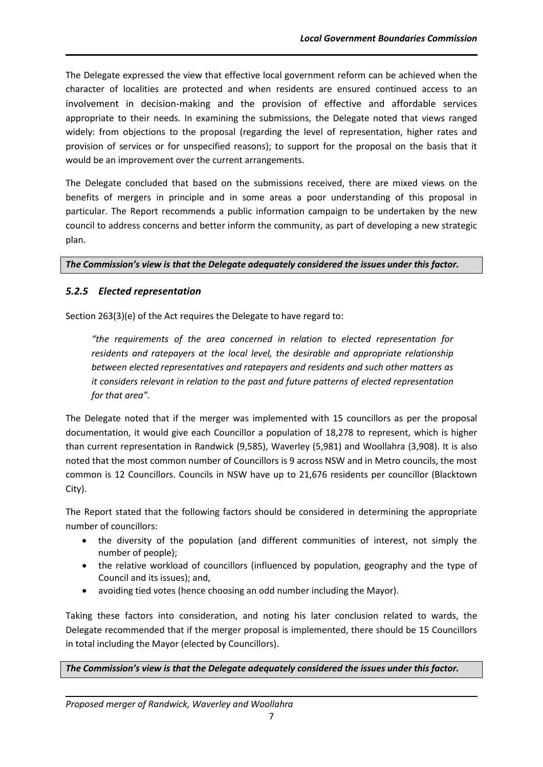The Delegate expressed the view that effective local government reform can be achieved when the character of localities are protected and when residents are ensured continued access to an involvement in decision-making and the provision of effective and affordable services appropriate to their needs. In examining the submissions, the Delegate noted that views ranged widely: from objections to the proposal (regarding the level of representation, higher rates and provision of services or for unspecified reasons); to support for the proposal on the basis that it would be an improvement over the current arrangements.

The Delegate concluded that based on the submissions received, there are mixed views on the benefits of mergers in principle and in some areas a poor understanding of this proposal in particular. The Report recommends a public information campaign to be undertaken by the new council to address concerns and better inform the community, as part of developing a new strategic plan.

***The Commission's view is that the Delegate adequately considered the issues under this factor.***

### *5.2.5 Elected representation*

Section 263(3)(e) of the Act requires the Delegate to have regard to:

> *"the requirements of the area concerned in relation to elected representation for residents and ratepayers at the local level, the desirable and appropriate relationship between elected representatives and ratepayers and residents and such other matters as it considers relevant in relation to the past and future patterns of elected representation for that area".*

The Delegate noted that if the merger was implemented with 15 councillors as per the proposal documentation, it would give each Councillor a population of 18,278 to represent, which is higher than current representation in Randwick (9,585), Waverley (5,981) and Woollahra (3,908). It is also noted that the most common number of Councillors is 9 across NSW and in Metro councils, the most common is 12 Councillors. Councils in NSW have up to 21,676 residents per councillor (Blacktown City).

The Report stated that the following factors should be considered in determining the appropriate number of councillors:

- the diversity of the population (and different communities of interest, not simply the number of people);
- the relative workload of councillors (influenced by population, geography and the type of Council and its issues); and,
- avoiding tied votes (hence choosing an odd number including the Mayor).

Taking these factors into consideration, and noting his later conclusion related to wards, the Delegate recommended that if the merger proposal is implemented, there should be 15 Councillors in total including the Mayor (elected by Councillors).

***The Commission's view is that the Delegate adequately considered the issues under this factor.***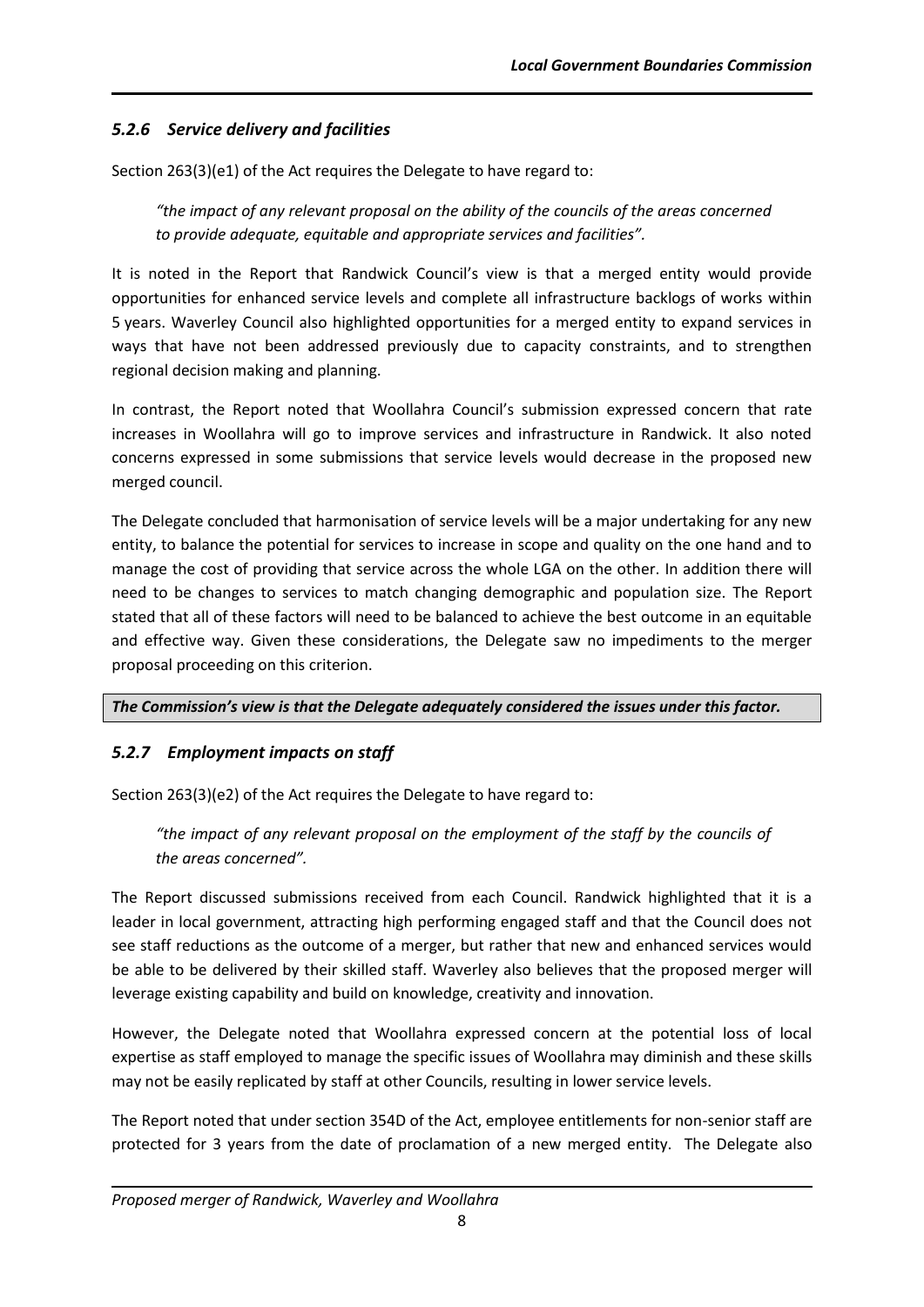### *5.2.6 Service delivery and facilities*

Section 263(3)(e1) of the Act requires the Delegate to have regard to:

> *"the impact of any relevant proposal on the ability of the councils of the areas concerned to provide adequate, equitable and appropriate services and facilities".*

It is noted in the Report that Randwick Council's view is that a merged entity would provide opportunities for enhanced service levels and complete all infrastructure backlogs of works within 5 years. Waverley Council also highlighted opportunities for a merged entity to expand services in ways that have not been addressed previously due to capacity constraints, and to strengthen regional decision making and planning.

In contrast, the Report noted that Woollahra Council's submission expressed concern that rate increases in Woollahra will go to improve services and infrastructure in Randwick. It also noted concerns expressed in some submissions that service levels would decrease in the proposed new merged council.

The Delegate concluded that harmonisation of service levels will be a major undertaking for any new entity, to balance the potential for services to increase in scope and quality on the one hand and to manage the cost of providing that service across the whole LGA on the other. In addition there will need to be changes to services to match changing demographic and population size. The Report stated that all of these factors will need to be balanced to achieve the best outcome in an equitable and effective way. Given these considerations, the Delegate saw no impediments to the merger proposal proceeding on this criterion.

***The Commission's view is that the Delegate adequately considered the issues under this factor.***

### *5.2.7 Employment impacts on staff*

Section 263(3)(e2) of the Act requires the Delegate to have regard to:

> *"the impact of any relevant proposal on the employment of the staff by the councils of the areas concerned".*

The Report discussed submissions received from each Council. Randwick highlighted that it is a leader in local government, attracting high performing engaged staff and that the Council does not see staff reductions as the outcome of a merger, but rather that new and enhanced services would be able to be delivered by their skilled staff. Waverley also believes that the proposed merger will leverage existing capability and build on knowledge, creativity and innovation.

However, the Delegate noted that Woollahra expressed concern at the potential loss of local expertise as staff employed to manage the specific issues of Woollahra may diminish and these skills may not be easily replicated by staff at other Councils, resulting in lower service levels.

The Report noted that under section 354D of the Act, employee entitlements for non-senior staff are protected for 3 years from the date of proclamation of a new merged entity. The Delegate also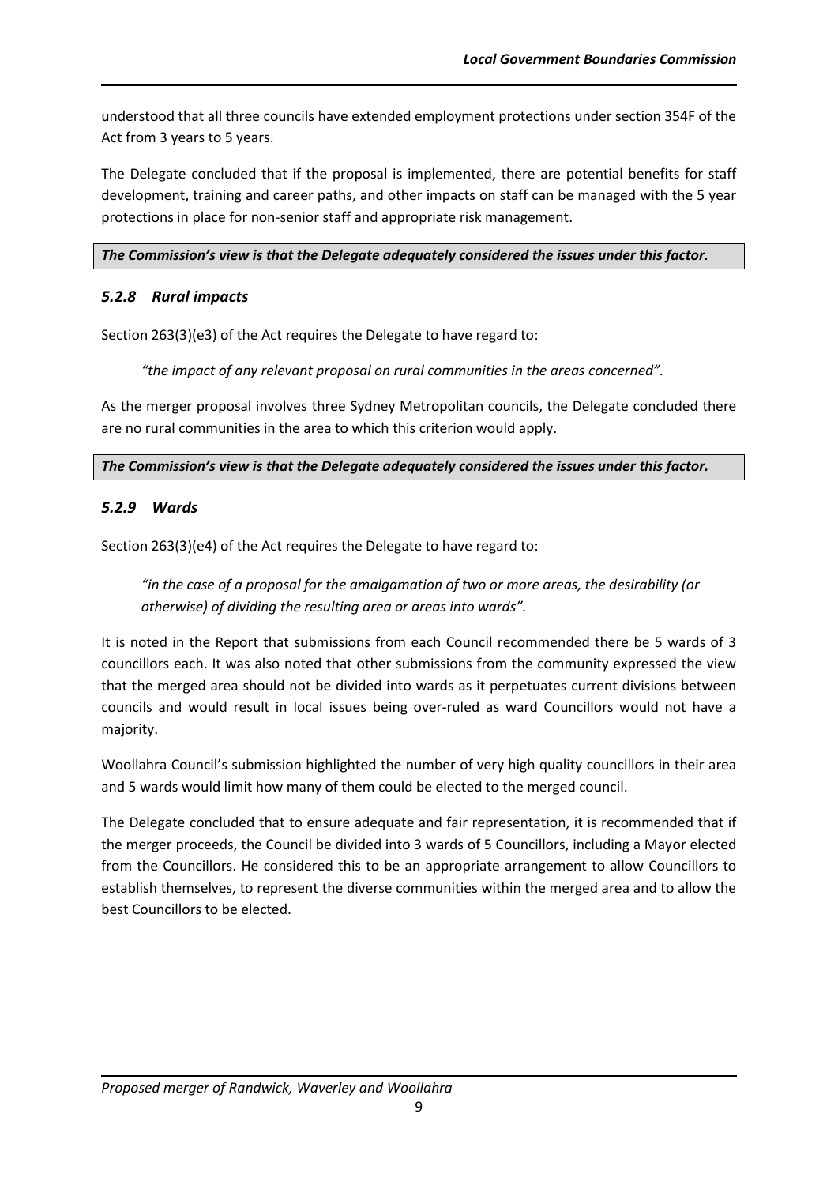understood that all three councils have extended employment protections under section 354F of the Act from 3 years to 5 years.

The Delegate concluded that if the proposal is implemented, there are potential benefits for staff development, training and career paths, and other impacts on staff can be managed with the 5 year protections in place for non-senior staff and appropriate risk management.

***The Commission's view is that the Delegate adequately considered the issues under this factor.***

### *5.2.8 Rural impacts*

Section 263(3)(e3) of the Act requires the Delegate to have regard to:

> *"the impact of any relevant proposal on rural communities in the areas concerned".*

As the merger proposal involves three Sydney Metropolitan councils, the Delegate concluded there are no rural communities in the area to which this criterion would apply.

***The Commission's view is that the Delegate adequately considered the issues under this factor.***

### *5.2.9 Wards*

Section 263(3)(e4) of the Act requires the Delegate to have regard to:

> *"in the case of a proposal for the amalgamation of two or more areas, the desirability (or otherwise) of dividing the resulting area or areas into wards".*

It is noted in the Report that submissions from each Council recommended there be 5 wards of 3 councillors each. It was also noted that other submissions from the community expressed the view that the merged area should not be divided into wards as it perpetuates current divisions between councils and would result in local issues being over-ruled as ward Councillors would not have a majority.

Woollahra Council's submission highlighted the number of very high quality councillors in their area and 5 wards would limit how many of them could be elected to the merged council.

The Delegate concluded that to ensure adequate and fair representation, it is recommended that if the merger proceeds, the Council be divided into 3 wards of 5 Councillors, including a Mayor elected from the Councillors. He considered this to be an appropriate arrangement to allow Councillors to establish themselves, to represent the diverse communities within the merged area and to allow the best Councillors to be elected.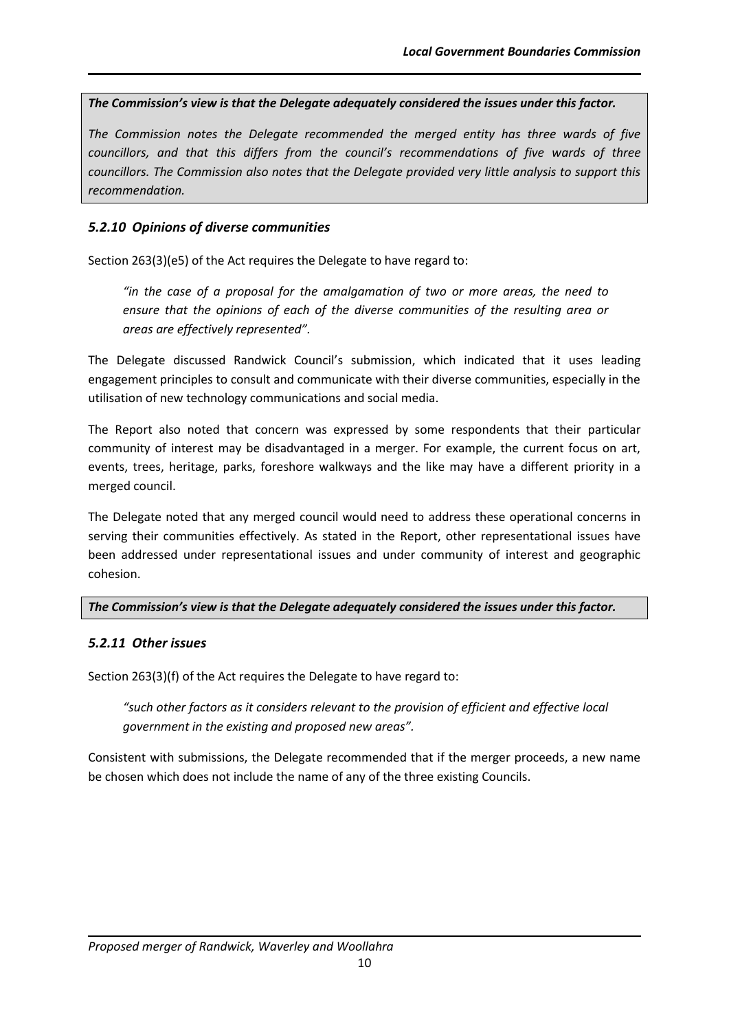***The Commission's view is that the Delegate adequately considered the issues under this factor.***

*The Commission notes the Delegate recommended the merged entity has three wards of five councillors, and that this differs from the council's recommendations of five wards of three councillors. The Commission also notes that the Delegate provided very little analysis to support this recommendation.*

### *5.2.10 Opinions of diverse communities*

Section 263(3)(e5) of the Act requires the Delegate to have regard to:

> *"in the case of a proposal for the amalgamation of two or more areas, the need to ensure that the opinions of each of the diverse communities of the resulting area or areas are effectively represented".*

The Delegate discussed Randwick Council's submission, which indicated that it uses leading engagement principles to consult and communicate with their diverse communities, especially in the utilisation of new technology communications and social media.

The Report also noted that concern was expressed by some respondents that their particular community of interest may be disadvantaged in a merger. For example, the current focus on art, events, trees, heritage, parks, foreshore walkways and the like may have a different priority in a merged council.

The Delegate noted that any merged council would need to address these operational concerns in serving their communities effectively. As stated in the Report, other representational issues have been addressed under representational issues and under community of interest and geographic cohesion.

***The Commission's view is that the Delegate adequately considered the issues under this factor.***

### *5.2.11 Other issues*

Section 263(3)(f) of the Act requires the Delegate to have regard to:

> *"such other factors as it considers relevant to the provision of efficient and effective local government in the existing and proposed new areas".*

Consistent with submissions, the Delegate recommended that if the merger proceeds, a new name be chosen which does not include the name of any of the three existing Councils.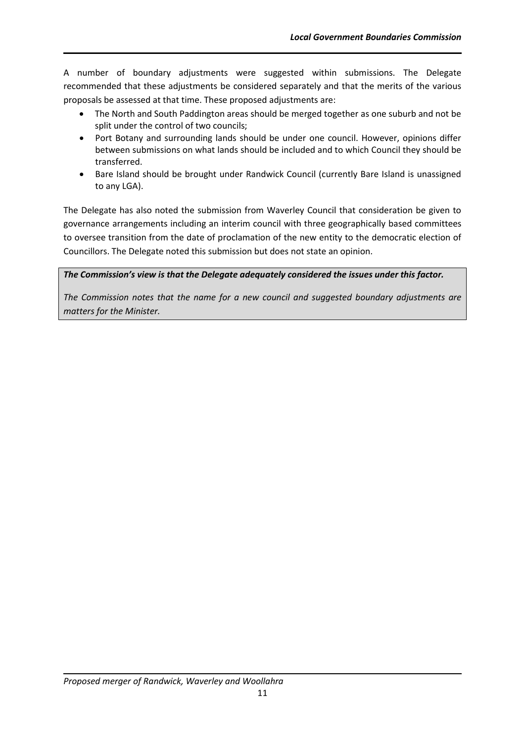A number of boundary adjustments were suggested within submissions. The Delegate recommended that these adjustments be considered separately and that the merits of the various proposals be assessed at that time. These proposed adjustments are:

- The North and South Paddington areas should be merged together as one suburb and not be split under the control of two councils;
- Port Botany and surrounding lands should be under one council. However, opinions differ between submissions on what lands should be included and to which Council they should be transferred.
- Bare Island should be brought under Randwick Council (currently Bare Island is unassigned to any LGA).

The Delegate has also noted the submission from Waverley Council that consideration be given to governance arrangements including an interim council with three geographically based committees to oversee transition from the date of proclamation of the new entity to the democratic election of Councillors. The Delegate noted this submission but does not state an opinion.

***The Commission's view is that the Delegate adequately considered the issues under this factor.***

*The Commission notes that the name for a new council and suggested boundary adjustments are matters for the Minister.*